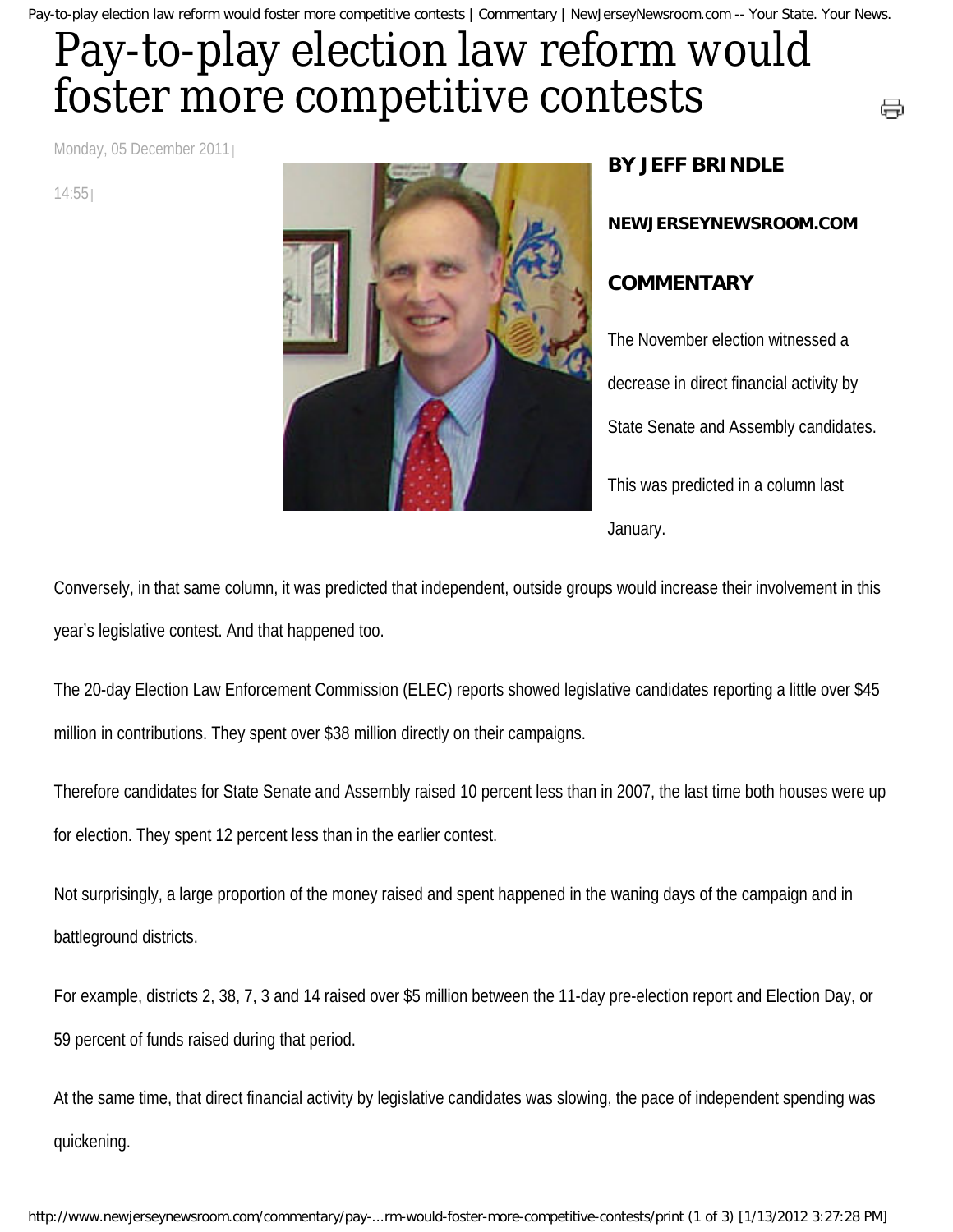# Pay-to-play election law reform would foster more competitive contests

Monday, 05 December 2011

14:55

**BY JEFF BRINDLE**

**NEWJERSEYNEWSROOM.COM**

**COMMENTARY**

The November election witnessed a decrease in direct financial activity by State Senate and Assembly candidates.

This was predicted in a column last January.

Conversely, in that same column, it was predicted that independent, outside groups would increase their involvement in this year's legislative contest. And that happened too.

The 20-day Election Law Enforcement Commission (ELEC) reports showed legislative candidates reporting a little over $45 million in contributions. They spent over $38 million directly on their campaigns.

Therefore candidates for State Senate and Assembly raised 10 percent less than in 2007, the last time both houses were up for election. They spent 12 percent less than in the earlier contest.

Not surprisingly, a large proportion of the money raised and spent happened in the waning days of the campaign and in battleground districts.

For example, districts 2, 38, 7, 3 and 14 raised over $5 million between the 11-day pre-election report and Election Day, or 59 percent of funds raised during that period.

At the same time, that direct financial activity by legislative candidates was slowing, the pace of independent spending was quickening.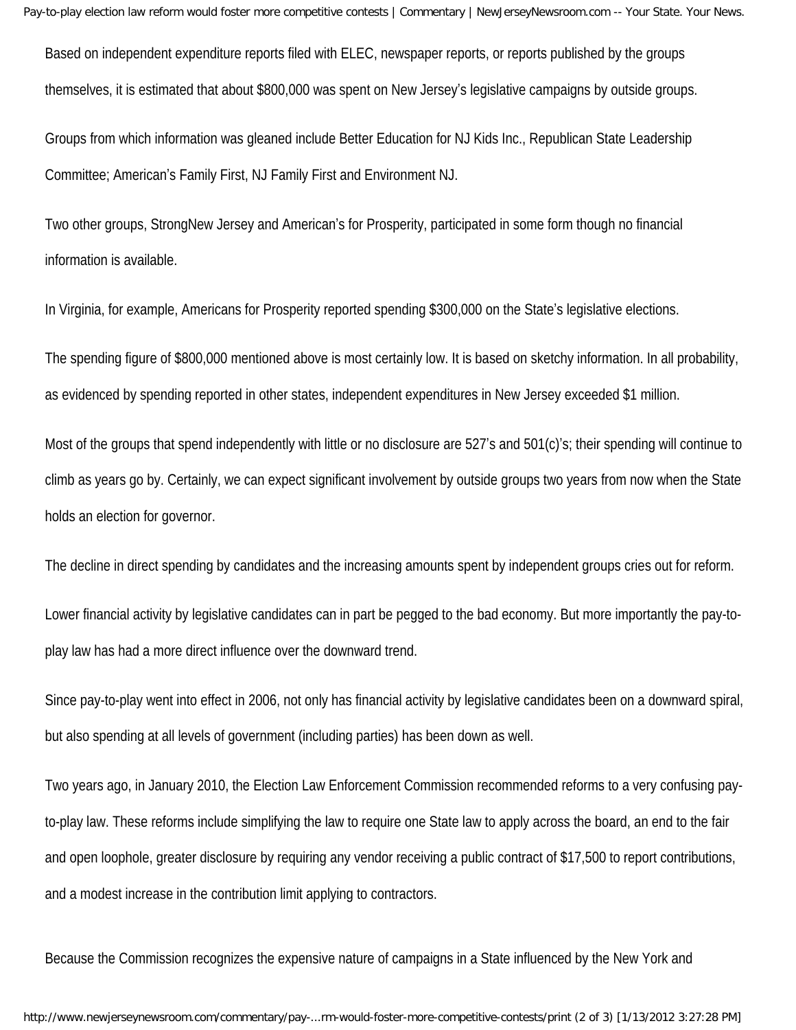Based on independent expenditure reports filed with ELEC, newspaper reports, or reports published by the groups themselves, it is estimated that about $800,000 was spent on New Jersey's legislative campaigns by outside groups.

Groups from which information was gleaned include Better Education for NJ Kids Inc., Republican State Leadership Committee; American's Family First, NJ Family First and Environment NJ.

Two other groups, StrongNew Jersey and American's for Prosperity, participated in some form though no financial information is available.

In Virginia, for example, Americans for Prosperity reported spending $300,000 on the State's legislative elections.

The spending figure of $800,000 mentioned above is most certainly low. It is based on sketchy information. In all probability, as evidenced by spending reported in other states, independent expenditures in New Jersey exceeded $1 million.

Most of the groups that spend independently with little or no disclosure are 527's and 501(c)'s; their spending will continue to climb as years go by. Certainly, we can expect significant involvement by outside groups two years from now when the State holds an election for governor.

The decline in direct spending by candidates and the increasing amounts spent by independent groups cries out for reform.

Lower financial activity by legislative candidates can in part be pegged to the bad economy. But more importantly the pay-to-play law has had a more direct influence over the downward trend.

Since pay-to-play went into effect in 2006, not only has financial activity by legislative candidates been on a downward spiral, but also spending at all levels of government (including parties) has been down as well.

Two years ago, in January 2010, the Election Law Enforcement Commission recommended reforms to a very confusing pay-to-play law. These reforms include simplifying the law to require one State law to apply across the board, an end to the fair and open loophole, greater disclosure by requiring any vendor receiving a public contract of $17,500 to report contributions, and a modest increase in the contribution limit applying to contractors.

Because the Commission recognizes the expensive nature of campaigns in a State influenced by the New York and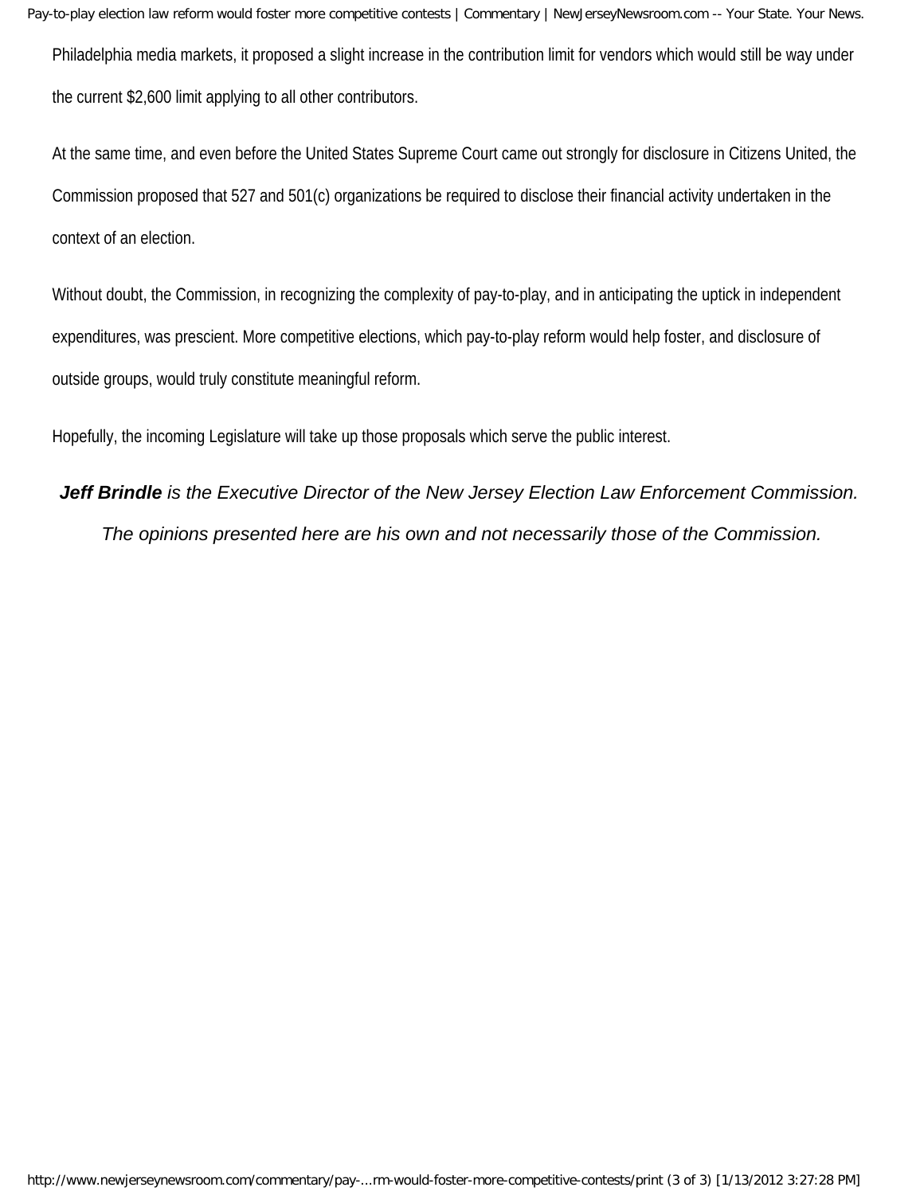Philadelphia media markets, it proposed a slight increase in the contribution limit for vendors which would still be way under the current $2,600 limit applying to all other contributors.

At the same time, and even before the United States Supreme Court came out strongly for disclosure in Citizens United, the Commission proposed that 527 and 501(c) organizations be required to disclose their financial activity undertaken in the context of an election.

Without doubt, the Commission, in recognizing the complexity of pay-to-play, and in anticipating the uptick in independent expenditures, was prescient. More competitive elections, which pay-to-play reform would help foster, and disclosure of outside groups, would truly constitute meaningful reform.

Hopefully, the incoming Legislature will take up those proposals which serve the public interest.

***Jeff Brindle*** *is the Executive Director of the New Jersey Election Law Enforcement Commission. The opinions presented here are his own and not necessarily those of the Commission.*